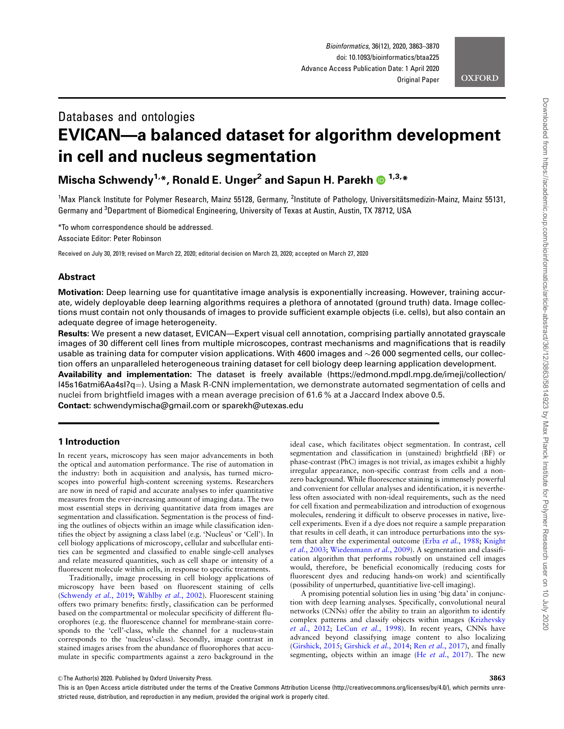Databases and ontologies

# EVICAN—a balanced dataset for algorithm development in cell and nucleus segmentation

**Mischa Schwendy[1,*], Ronald E. Unger[2] and Sapun H. Parekh[1,3,*]**

[1]Max Planck Institute for Polymer Research, Mainz 55128, Germany, [2]Institute of Pathology, Universitätsmedizin-Mainz, Mainz 55131, Germany and [3]Department of Biomedical Engineering, University of Texas at Austin, Austin, TX 78712, USA

*To whom correspondence should be addressed.

Associate Editor: Peter Robinson

Received on July 30, 2019; revised on March 22, 2020; editorial decision on March 23, 2020; accepted on March 27, 2020

## Abstract

**Motivation:** Deep learning use for quantitative image analysis is exponentially increasing. However, training accurate, widely deployable deep learning algorithms requires a plethora of annotated (ground truth) data. Image collections must contain not only thousands of images to provide sufficient example objects (i.e. cells), but also contain an adequate degree of image heterogeneity.

**Results:** We present a new dataset, EVICAN—Expert visual cell annotation, comprising partially annotated grayscale images of 30 different cell lines from multiple microscopes, contrast mechanisms and magnifications that is readily usable as training data for computer vision applications. With 4600 images and ~26 000 segmented cells, our collection offers an unparalleled heterogeneous training dataset for cell biology deep learning application development.

**Availability and implementation:** The dataset is freely available (https://edmond.mpdl.mpg.de/imeji/collection/l45s16atmi6Aa4sI?q=). Using a Mask R-CNN implementation, we demonstrate automated segmentation of cells and nuclei from brightfield images with a mean average precision of 61.6 % at a Jaccard Index above 0.5.

**Contact:** schwendymischa@gmail.com or sparekh@utexas.edu

## 1 Introduction

In recent years, microscopy has seen major advancements in both the optical and automation performance. The rise of automation in the industry: both in acquisition and analysis, has turned microscopes into powerful high-content screening systems. Researchers are now in need of rapid and accurate analyses to infer quantitative measures from the ever-increasing amount of imaging data. The two most essential steps in deriving quantitative data from images are segmentation and classification. Segmentation is the process of finding the outlines of objects within an image while classification identifies the object by assigning a class label (e.g. 'Nucleus' or 'Cell'). In cell biology applications of microscopy, cellular and subcellular entities can be segmented and classified to enable single-cell analyses and relate measured quantities, such as cell shape or intensity of a fluorescent molecule within cells, in response to specific treatments.

Traditionally, image processing in cell biology applications of microscopy have been based on fluorescent staining of cells (Schwendy *et al.*, 2019; Wählby *et al.*, 2002). Fluorescent staining offers two primary benefits: firstly, classification can be performed based on the compartmental or molecular specificity of different fluorophores (e.g. the fluorescence channel for membrane-stain corresponds to the 'cell'-class, while the channel for a nucleus-stain corresponds to the 'nucleus'-class). Secondly, image contrast in stained images arises from the abundance of fluorophores that accumulate in specific compartments against a zero background in the ideal case, which facilitates object segmentation. In contrast, cell segmentation and classification in (unstained) brightfield (BF) or phase-contrast (PhC) images is not trivial, as images exhibit a highly irregular appearance, non-specific contrast from cells and a non-zero background. While fluorescence staining is immensely powerful and convenient for cellular analyses and identification, it is nevertheless often associated with non-ideal requirements, such as the need for cell fixation and permeabilization and introduction of exogenous molecules, rendering it difficult to observe processes in native, live-cell experiments. Even if a dye does not require a sample preparation that results in cell death, it can introduce perturbations into the system that alter the experimental outcome (Erba *et al.*, 1988; Knight *et al.*, 2003; Wiedenmann *et al.*, 2009). A segmentation and classification algorithm that performs robustly on unstained cell images would, therefore, be beneficial economically (reducing costs for fluorescent dyes and reducing hands-on work) and scientifically (possibility of unperturbed, quantitative live-cell imaging).

A promising potential solution lies in using 'big data' in conjunction with deep learning analyses. Specifically, convolutional neural networks (CNNs) offer the ability to train an algorithm to identify complex patterns and classify objects within images (Krizhevsky *et al.*, 2012; LeCun *et al.*, 1998). In recent years, CNNs have advanced beyond classifying image content to also localizing (Girshick, 2015; Girshick *et al.*, 2014; Ren *et al.*, 2017), and finally segmenting, objects within an image (He *et al.*, 2017). The new

© The Author(s) 2020. Published by Oxford University Press.

This is an Open Access article distributed under the terms of the Creative Commons Attribution License (http://creativecommons.org/licenses/by/4.0/), which permits unrestricted reuse, distribution, and reproduction in any medium, provided the original work is properly cited.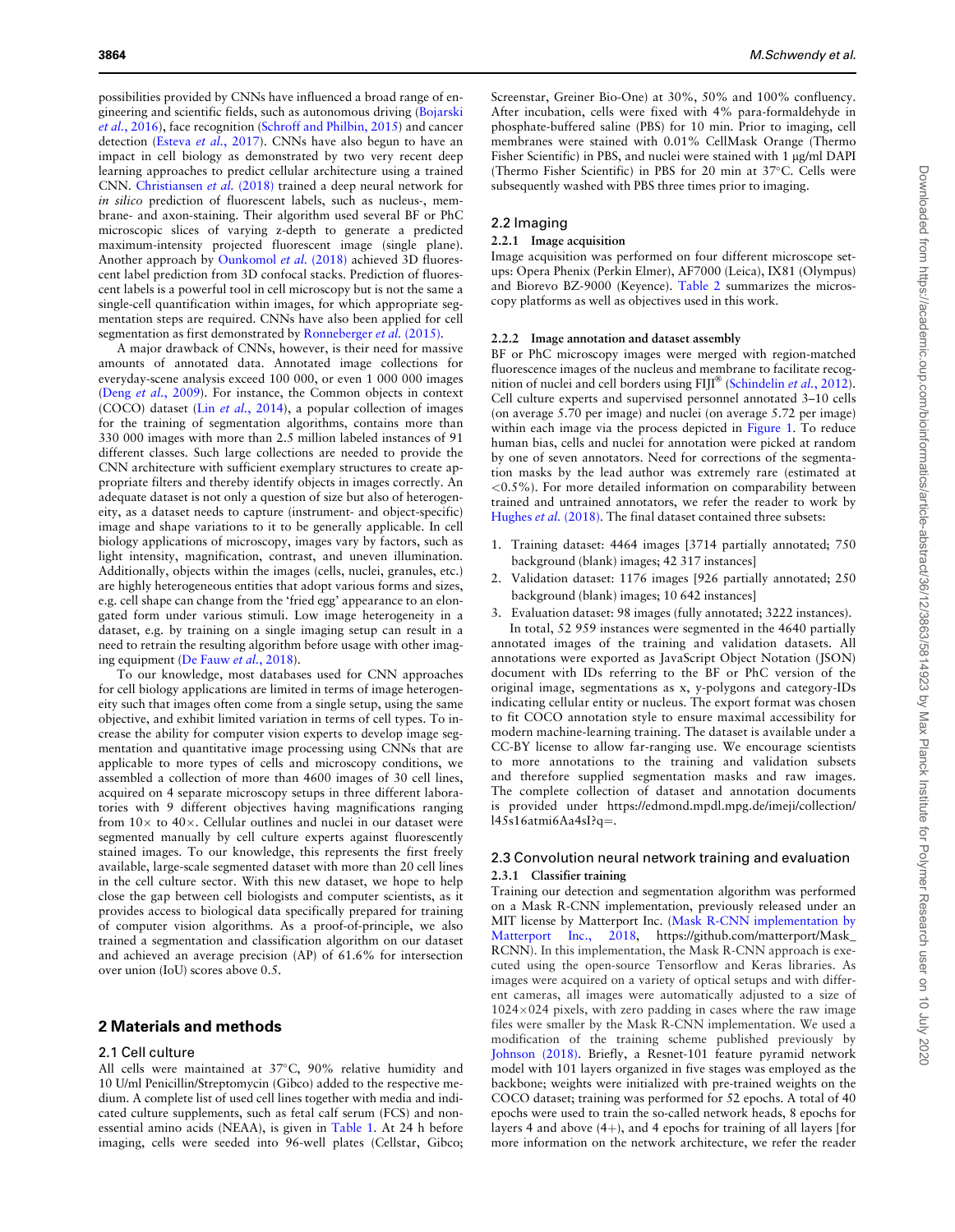possibilities provided by CNNs have influenced a broad range of engineering and scientific fields, such as autonomous driving (Bojarski *et al.*, 2016), face recognition (Schroff and Philbin, 2015) and cancer detection (Esteva *et al.*, 2017). CNNs have also begun to have an impact in cell biology as demonstrated by two very recent deep learning approaches to predict cellular architecture using a trained CNN. Christiansen *et al.* (2018) trained a deep neural network for *in silico* prediction of fluorescent labels, such as nucleus-, membrane- and axon-staining. Their algorithm used several BF or PhC microscopic slices of varying z-depth to generate a predicted maximum-intensity projected fluorescent image (single plane). Another approach by Ounkomol *et al.* (2018) achieved 3D fluorescent label prediction from 3D confocal stacks. Prediction of fluorescent labels is a powerful tool in cell microscopy but is not the same a single-cell quantification within images, for which appropriate segmentation steps are required. CNNs have also been applied for cell segmentation as first demonstrated by Ronneberger *et al.* (2015).

A major drawback of CNNs, however, is their need for massive amounts of annotated data. Annotated image collections for everyday-scene analysis exceed 100 000, or even 1 000 000 images (Deng *et al.*, 2009). For instance, the Common objects in context (COCO) dataset (Lin *et al.*, 2014), a popular collection of images for the training of segmentation algorithms, contains more than 330 000 images with more than 2.5 million labeled instances of 91 different classes. Such large collections are needed to provide the CNN architecture with sufficient exemplary structures to create appropriate filters and thereby identify objects in images correctly. An adequate dataset is not only a question of size but also of heterogeneity, as a dataset needs to capture (instrument- and object-specific) image and shape variations to it to be generally applicable. In cell biology applications of microscopy, images vary by factors, such as light intensity, magnification, contrast, and uneven illumination. Additionally, objects within the images (cells, nuclei, granules, etc.) are highly heterogeneous entities that adopt various forms and sizes, e.g. cell shape can change from the 'fried egg' appearance to an elongated form under various stimuli. Low image heterogeneity in a dataset, e.g. by training on a single imaging setup can result in a need to retrain the resulting algorithm before usage with other imaging equipment (De Fauw *et al.*, 2018).

To our knowledge, most databases used for CNN approaches for cell biology applications are limited in terms of image heterogeneity such that images often come from a single setup, using the same objective, and exhibit limited variation in terms of cell types. To increase the ability for computer vision experts to develop image segmentation and quantitative image processing using CNNs that are applicable to more types of cells and microscopy conditions, we assembled a collection of more than 4600 images of 30 cell lines, acquired on 4 separate microscopy setups in three different laboratories with 9 different objectives having magnifications ranging from 10× to 40×. Cellular outlines and nuclei in our dataset were segmented manually by cell culture experts against fluorescently stained images. To our knowledge, this represents the first freely available, large-scale segmented dataset with more than 20 cell lines in the cell culture sector. With this new dataset, we hope to help close the gap between cell biologists and computer scientists, as it provides access to biological data specifically prepared for training of computer vision algorithms. As a proof-of-principle, we also trained a segmentation and classification algorithm on our dataset and achieved an average precision (AP) of 61.6% for intersection over union (IoU) scores above 0.5.

## 2 Materials and methods

### 2.1 Cell culture

All cells were maintained at 37°C, 90% relative humidity and 10 U/ml Penicillin/Streptomycin (Gibco) added to the respective medium. A complete list of used cell lines together with media and indicated culture supplements, such as fetal calf serum (FCS) and non-essential amino acids (NEAA), is given in Table 1. At 24 h before imaging, cells were seeded into 96-well plates (Cellstar, Gibco; Screenstar, Greiner Bio-One) at 30%, 50% and 100% confluency. After incubation, cells were fixed with 4% para-formaldehyde in phosphate-buffered saline (PBS) for 10 min. Prior to imaging, cell membranes were stained with 0.01% CellMask Orange (Thermo Fisher Scientific) in PBS, and nuclei were stained with 1 µg/ml DAPI (Thermo Fisher Scientific) in PBS for 20 min at 37°C. Cells were subsequently washed with PBS three times prior to imaging.

### 2.2 Imaging

#### 2.2.1 Image acquisition

Image acquisition was performed on four different microscope setups: Opera Phenix (Perkin Elmer), AF7000 (Leica), IX81 (Olympus) and Biorevo BZ-9000 (Keyence). Table 2 summarizes the microscopy platforms as well as objectives used in this work.

#### 2.2.2 Image annotation and dataset assembly

BF or PhC microscopy images were merged with region-matched fluorescence images of the nucleus and membrane to facilitate recognition of nuclei and cell borders using FIJI® (Schindelin *et al.*, 2012). Cell culture experts and supervised personnel annotated 3–10 cells (on average 5.70 per image) and nuclei (on average 5.72 per image) within each image via the process depicted in Figure 1. To reduce human bias, cells and nuclei for annotation were picked at random by one of seven annotators. Need for corrections of the segmentation masks by the lead author was extremely rare (estimated at <0.5%). For more detailed information on comparability between trained and untrained annotators, we refer the reader to work by Hughes *et al.* (2018). The final dataset contained three subsets:

1. Training dataset: 4464 images [3714 partially annotated; 750 background (blank) images; 42 317 instances]
2. Validation dataset: 1176 images [926 partially annotated; 250 background (blank) images; 10 642 instances]
3. Evaluation dataset: 98 images (fully annotated; 3222 instances).

In total, 52 959 instances were segmented in the 4640 partially annotated images of the training and validation datasets. All annotations were exported as JavaScript Object Notation (JSON) document with IDs referring to the BF or PhC version of the original image, segmentations as x, y-polygons and category-IDs indicating cellular entity or nucleus. The export format was chosen to fit COCO annotation style to ensure maximal accessibility for modern machine-learning training. The dataset is available under a CC-BY license to allow far-ranging use. We encourage scientists to more annotations to the training and validation subsets and therefore supplied segmentation masks and raw images. The complete collection of dataset and annotation documents is provided under https://edmond.mpdl.mpg.de/imeji/collection/l45s16atmi6Aa4sI?q=.

### 2.3 Convolution neural network training and evaluation

#### 2.3.1 Classifier training

Training our detection and segmentation algorithm was performed on a Mask R-CNN implementation, previously released under an MIT license by Matterport Inc. (Mask R-CNN implementation by Matterport Inc., 2018, https://github.com/matterport/Mask_RCNN). In this implementation, the Mask R-CNN approach is executed using the open-source Tensorflow and Keras libraries. As images were acquired on a variety of optical setups and with different cameras, all images were automatically adjusted to a size of 1024×024 pixels, with zero padding in cases where the raw image files were smaller by the Mask R-CNN implementation. We used a modification of the training scheme published previously by Johnson (2018). Briefly, a Resnet-101 feature pyramid network model with 101 layers organized in five stages was employed as the backbone; weights were initialized with pre-trained weights on the COCO dataset; training was performed for 52 epochs. A total of 40 epochs were used to train the so-called network heads, 8 epochs for layers 4 and above (4+), and 4 epochs for training of all layers [for more information on the network architecture, we refer the reader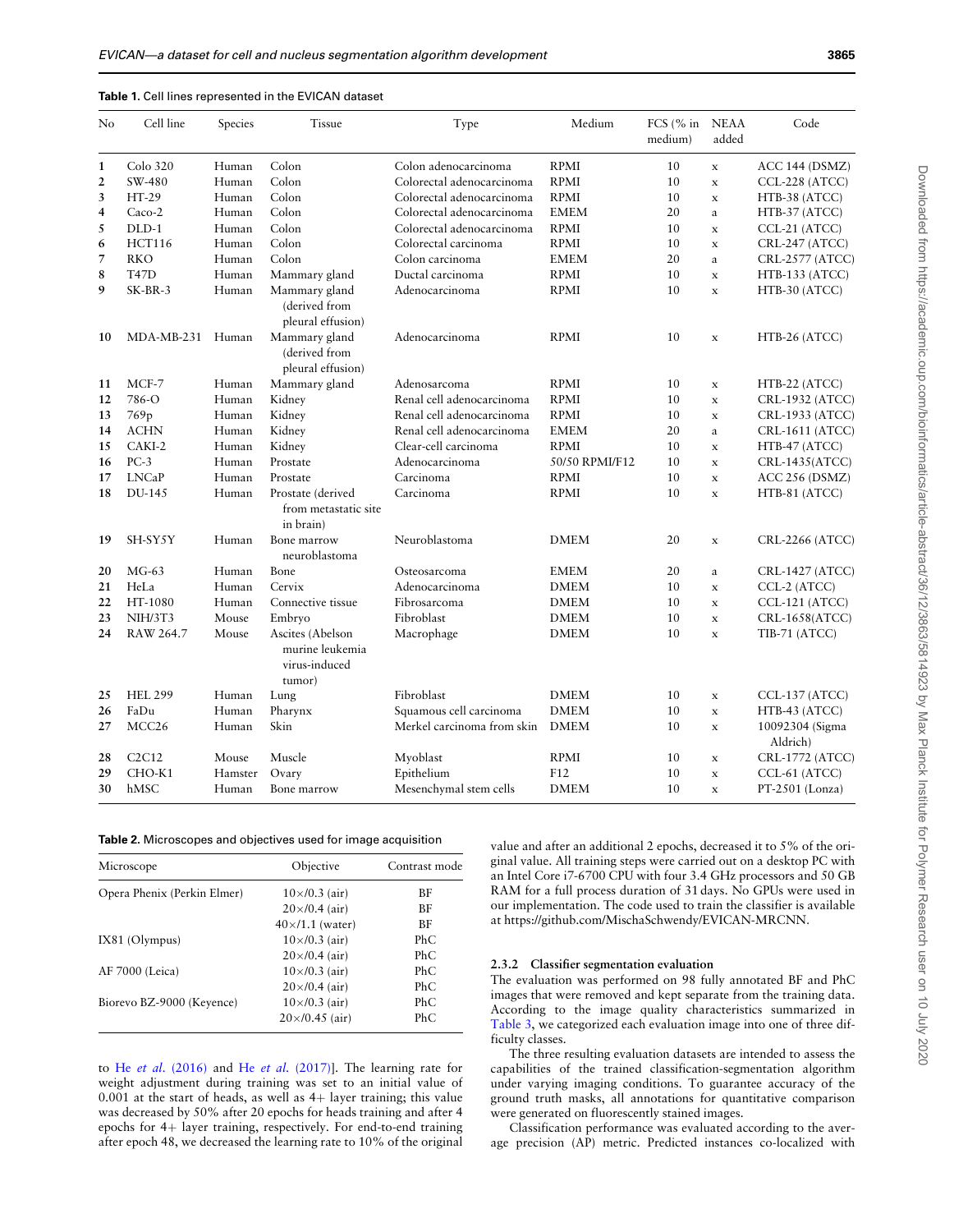**Table 1.** Cell lines represented in the EVICAN dataset

| No | Cell line | Species | Tissue | Type | Medium | FCS (% in medium) | NEAA added | Code |
|---|---|---|---|---|---|---|---|---|
| 1 | Colo 320 | Human | Colon | Colon adenocarcinoma | RPMI | 10 | x | ACC 144 (DSMZ) |
| 2 | SW-480 | Human | Colon | Colorectal adenocarcinoma | RPMI | 10 | x | CCL-228 (ATCC) |
| 3 | HT-29 | Human | Colon | Colorectal adenocarcinoma | RPMI | 10 | x | HTB-38 (ATCC) |
| 4 | Caco-2 | Human | Colon | Colorectal adenocarcinoma | EMEM | 20 | a | HTB-37 (ATCC) |
| 5 | DLD-1 | Human | Colon | Colorectal adenocarcinoma | RPMI | 10 | x | CCL-21 (ATCC) |
| 6 | HCT116 | Human | Colon | Colorectal carcinoma | RPMI | 10 | x | CRL-247 (ATCC) |
| 7 | RKO | Human | Colon | Colon carcinoma | EMEM | 20 | a | CRL-2577 (ATCC) |
| 8 | T47D | Human | Mammary gland | Ductal carcinoma | RPMI | 10 | x | HTB-133 (ATCC) |
| 9 | SK-BR-3 | Human | Mammary gland (derived from pleural effusion) | Adenocarcinoma | RPMI | 10 | x | HTB-30 (ATCC) |
| 10 | MDA-MB-231 | Human | Mammary gland (derived from pleural effusion) | Adenocarcinoma | RPMI | 10 | x | HTB-26 (ATCC) |
| 11 | MCF-7 | Human | Mammary gland | Adenosarcoma | RPMI | 10 | x | HTB-22 (ATCC) |
| 12 | 786-O | Human | Kidney | Renal cell adenocarcinoma | RPMI | 10 | x | CRL-1932 (ATCC) |
| 13 | 769p | Human | Kidney | Renal cell adenocarcinoma | RPMI | 10 | x | CRL-1933 (ATCC) |
| 14 | ACHN | Human | Kidney | Renal cell adenocarcinoma | EMEM | 20 | a | CRL-1611 (ATCC) |
| 15 | CAKI-2 | Human | Kidney | Clear-cell carcinoma | RPMI | 10 | x | HTB-47 (ATCC) |
| 16 | PC-3 | Human | Prostate | Adenocarcinoma | 50/50 RPMI/F12 | 10 | x | CRL-1435(ATCC) |
| 17 | LNCaP | Human | Prostate | Carcinoma | RPMI | 10 | x | ACC 256 (DSMZ) |
| 18 | DU-145 | Human | Prostate (derived from metastatic site in brain) | Carcinoma | RPMI | 10 | x | HTB-81 (ATCC) |
| 19 | SH-SY5Y | Human | Bone marrow neuroblastoma | Neuroblastoma | DMEM | 20 | x | CRL-2266 (ATCC) |
| 20 | MG-63 | Human | Bone | Osteosarcoma | EMEM | 20 | a | CRL-1427 (ATCC) |
| 21 | HeLa | Human | Cervix | Adenocarcinoma | DMEM | 10 | x | CCL-2 (ATCC) |
| 22 | HT-1080 | Human | Connective tissue | Fibrosarcoma | DMEM | 10 | x | CCL-121 (ATCC) |
| 23 | NIH/3T3 | Mouse | Embryo | Fibroblast | DMEM | 10 | x | CRL-1658(ATCC) |
| 24 | RAW 264.7 | Mouse | Ascites (Abelson murine leukemia virus-induced tumor) | Macrophage | DMEM | 10 | x | TIB-71 (ATCC) |
| 25 | HEL 299 | Human | Lung | Fibroblast | DMEM | 10 | x | CCL-137 (ATCC) |
| 26 | FaDu | Human | Pharynx | Squamous cell carcinoma | DMEM | 10 | x | HTB-43 (ATCC) |
| 27 | MCC26 | Human | Skin | Merkel carcinoma from skin | DMEM | 10 | x | 10092304 (Sigma Aldrich) |
| 28 | C2C12 | Mouse | Muscle | Myoblast | RPMI | 10 | x | CRL-1772 (ATCC) |
| 29 | CHO-K1 | Hamster | Ovary | Epithelium | F12 | 10 | x | CCL-61 (ATCC) |
| 30 | hMSC | Human | Bone marrow | Mesenchymal stem cells | DMEM | 10 | x | PT-2501 (Lonza) |

**Table 2.** Microscopes and objectives used for image acquisition

| Microscope | Objective | Contrast mode |
|---|---|---|
| Opera Phenix (Perkin Elmer) | 10×/0.3 (air) | BF |
| | 20×/0.4 (air) | BF |
| | 40×/1.1 (water) | BF |
| IX81 (Olympus) | 10×/0.3 (air) | PhC |
| | 20×/0.4 (air) | PhC |
| AF 7000 (Leica) | 10×/0.3 (air) | PhC |
| | 20×/0.4 (air) | PhC |
| Biorevo BZ-9000 (Keyence) | 10×/0.3 (air) | PhC |
| | 20×/0.45 (air) | PhC |

to He *et al.* (2016) and He *et al.* (2017)]. The learning rate for weight adjustment during training was set to an initial value of 0.001 at the start of heads, as well as 4+ layer training; this value was decreased by 50% after 20 epochs for heads training and after 4 epochs for 4+ layer training, respectively. For end-to-end training after epoch 48, we decreased the learning rate to 10% of the original value and after an additional 2 epochs, decreased it to 5% of the original value. All training steps were carried out on a desktop PC with an Intel Core i7-6700 CPU with four 3.4 GHz processors and 50 GB RAM for a full process duration of 31 days. No GPUs were used in our implementation. The code used to train the classifier is available at https://github.com/MischaSchwendy/EVICAN-MRCNN.

### 2.3.2 Classifier segmentation evaluation

The evaluation was performed on 98 fully annotated BF and PhC images that were removed and kept separate from the training data. According to the image quality characteristics summarized in Table 3, we categorized each evaluation image into one of three difficulty classes.

The three resulting evaluation datasets are intended to assess the capabilities of the trained classification-segmentation algorithm under varying imaging conditions. To guarantee accuracy of the ground truth masks, all annotations for quantitative comparison were generated on fluorescently stained images.

Classification performance was evaluated according to the average precision (AP) metric. Predicted instances co-localized with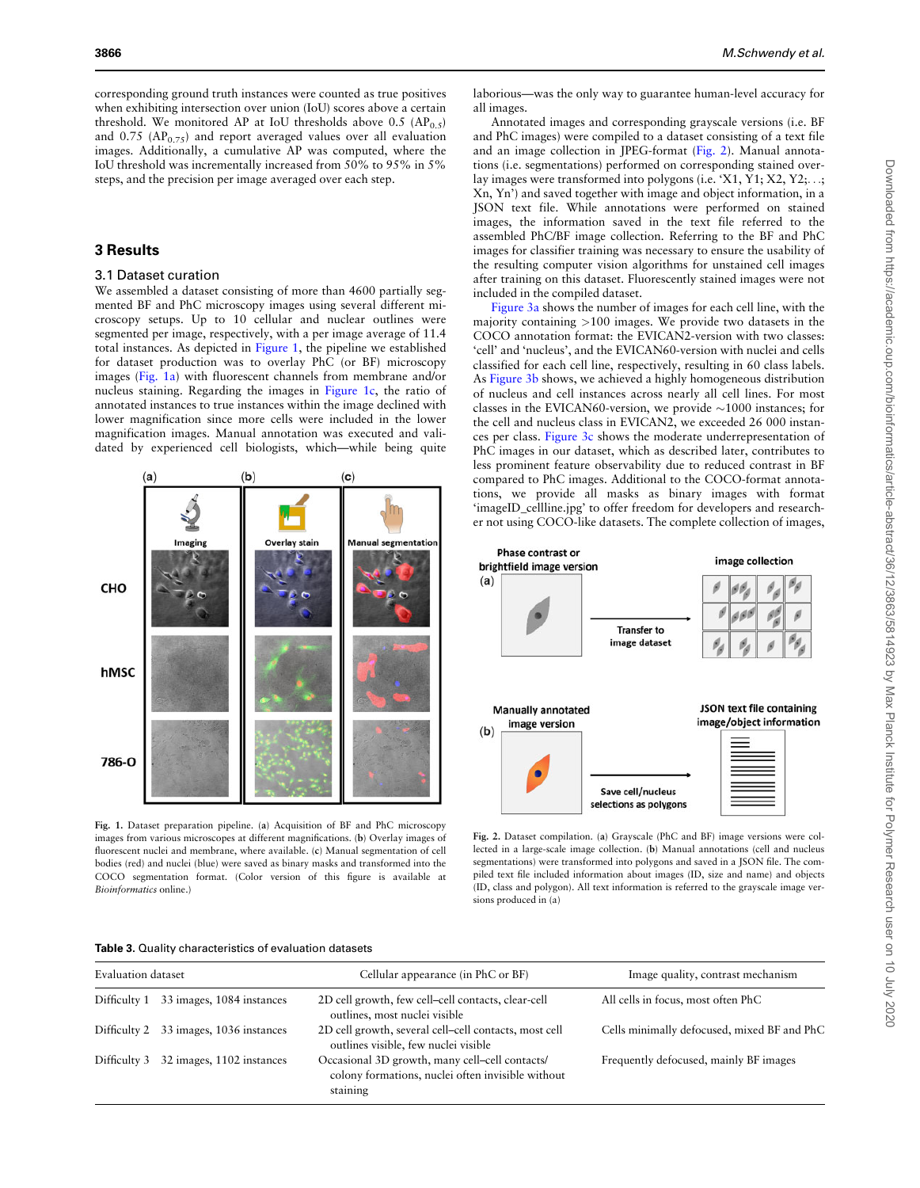corresponding ground truth instances were counted as true positives when exhibiting intersection over union (IoU) scores above a certain threshold. We monitored AP at IoU thresholds above 0.5 ($AP_{0.5}$) and 0.75 ($AP_{0.75}$) and report averaged values over all evaluation images. Additionally, a cumulative AP was computed, where the IoU threshold was incrementally increased from 50% to 95% in 5% steps, and the precision per image averaged over each step.

## 3 Results

### 3.1 Dataset curation

We assembled a dataset consisting of more than 4600 partially segmented BF and PhC microscopy images using several different microscopy setups. Up to 10 cellular and nuclear outlines were segmented per image, respectively, with a per image average of 11.4 total instances. As depicted in Figure 1, the pipeline we established for dataset production was to overlay PhC (or BF) microscopy images (Fig. 1a) with fluorescent channels from membrane and/or nucleus staining. Regarding the images in Figure 1c, the ratio of annotated instances to true instances within the image declined with lower magnification since more cells were included in the lower magnification images. Manual annotation was executed and validated by experienced cell biologists, which—while being quite laborious—was the only way to guarantee human-level accuracy for all images.

Fig. 1. Dataset preparation pipeline. (a) Acquisition of BF and PhC microscopy images from various microscopes at different magnifications. (b) Overlay images of fluorescent nuclei and membrane, where available. (c) Manual segmentation of cell bodies (red) and nuclei (blue) were saved as binary masks and transformed into the COCO segmentation format. (Color version of this figure is available at *Bioinformatics* online.)

Annotated images and corresponding grayscale versions (i.e. BF and PhC images) were compiled to a dataset consisting of a text file and an image collection in JPEG-format (Fig. 2). Manual annotations (i.e. segmentations) performed on corresponding stained overlay images were transformed into polygons (i.e. 'X1, Y1; X2, Y2;. . .; Xn, Yn') and saved together with image and object information, in a JSON text file. While annotations were performed on stained images, the information saved in the text file referred to the assembled PhC/BF image collection. Referring to the BF and PhC images for classifier training was necessary to ensure the usability of the resulting computer vision algorithms for unstained cell images after training on this dataset. Fluorescently stained images were not included in the compiled dataset.

Figure 3a shows the number of images for each cell line, with the majority containing >100 images. We provide two datasets in the COCO annotation format: the EVICAN2-version with two classes: 'cell' and 'nucleus', and the EVICAN60-version with nuclei and cells classified for each cell line, respectively, resulting in 60 class labels. As Figure 3b shows, we achieved a highly homogeneous distribution of nucleus and cell instances across nearly all cell lines. For most classes in the EVICAN60-version, we provide ~1000 instances; for the cell and nucleus class in EVICAN2, we exceeded 26 000 instances per class. Figure 3c shows the moderate underrepresentation of PhC images in our dataset, which as described later, contributes to less prominent feature observability due to reduced contrast in BF compared to PhC images. Additional to the COCO-format annotations, we provide all masks as binary images with format 'imageID_cellline.jpg' to offer freedom for developers and researcher not using COCO-like datasets. The complete collection of images,

Fig. 2. Dataset compilation. (a) Grayscale (PhC and BF) image versions were collected in a large-scale image collection. (b) Manual annotations (cell and nucleus segmentations) were transformed into polygons and saved in a JSON file. The compiled text file included information about images (ID, size and name) and objects (ID, class and polygon). All text information is referred to the grayscale image versions produced in (a)

**Table 3.** Quality characteristics of evaluation datasets

| Evaluation dataset | | Cellular appearance (in PhC or BF) | Image quality, contrast mechanism |
|---|---|---|---|
| Difficulty 1 | 33 images, 1084 instances | 2D cell growth, few cell–cell contacts, clear-cell outlines, most nuclei visible | All cells in focus, most often PhC |
| Difficulty 2 | 33 images, 1036 instances | 2D cell growth, several cell–cell contacts, most cell outlines visible, few nuclei visible | Cells minimally defocused, mixed BF and PhC |
| Difficulty 3 | 32 images, 1102 instances | Occasional 3D growth, many cell–cell contacts/ colony formations, nuclei often invisible without staining | Frequently defocused, mainly BF images |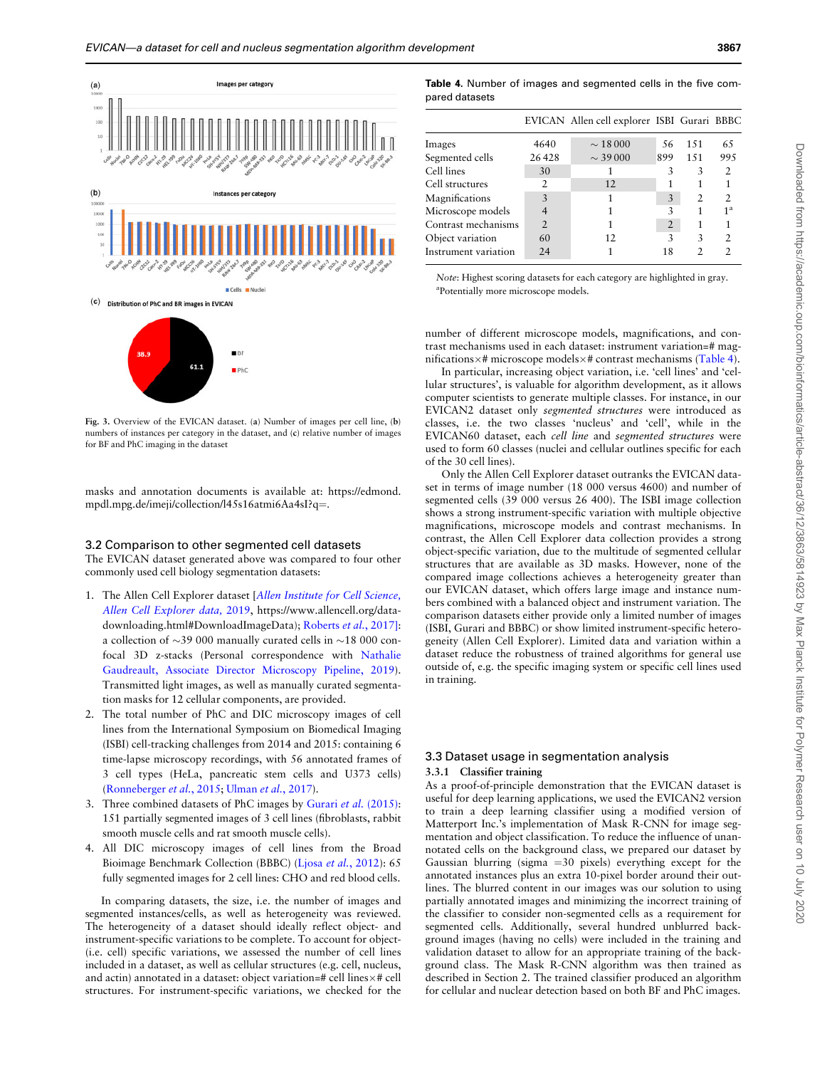Fig. 3. Overview of the EVICAN dataset. (a) Number of images per cell line, (b) numbers of instances per category in the dataset, and (c) relative number of images for BF and PhC imaging in the dataset

masks and annotation documents is available at: https://edmond.mpdl.mpg.de/imeji/collection/l45s16atmi6Aa4sI?q=.

### 3.2 Comparison to other segmented cell datasets

The EVICAN dataset generated above was compared to four other commonly used cell biology segmentation datasets:

1. The Allen Cell Explorer dataset [Allen Institute for Cell Science, Allen Cell Explorer data, 2019, https://www.allencell.org/data-downloading.html#DownloadImageData); Roberts *et al.*, 2017]: a collection of ∼39 000 manually curated cells in ∼18 000 confocal 3D z-stacks (Personal correspondence with Nathalie Gaudreault, Associate Director Microscopy Pipeline, 2019). Transmitted light images, as well as manually curated segmentation masks for 12 cellular components, are provided.
2. The total number of PhC and DIC microscopy images of cell lines from the International Symposium on Biomedical Imaging (ISBI) cell-tracking challenges from 2014 and 2015: containing 6 time-lapse microscopy recordings, with 56 annotated frames of 3 cell types (HeLa, pancreatic stem cells and U373 cells) (Ronneberger *et al.*, 2015; Ulman *et al.*, 2017).
3. Three combined datasets of PhC images by Gurari *et al.* (2015): 151 partially segmented images of 3 cell lines (fibroblasts, rabbit smooth muscle cells and rat smooth muscle cells).
4. All DIC microscopy images of cell lines from the Broad Bioimage Benchmark Collection (BBBC) (Ljosa *et al.*, 2012): 65 fully segmented images for 2 cell lines: CHO and red blood cells.

In comparing datasets, the size, i.e. the number of images and segmented instances/cells, as well as heterogeneity was reviewed. The heterogeneity of a dataset should ideally reflect object- and instrument-specific variations to be complete. To account for object-(i.e. cell) specific variations, we assessed the number of cell lines included in a dataset, as well as cellular structures (e.g. cell, nucleus, and actin) annotated in a dataset: object variation=# cell lines × # cell structures. For instrument-specific variations, we checked for the number of different microscope models, magnifications, and contrast mechanisms used in each dataset: instrument variation=# magnifications × # microscope models × # contrast mechanisms (Table 4).

**Table 4.** Number of images and segmented cells in the five compared datasets

| | EVICAN | Allen cell explorer | ISBI | Gurari | BBBC |
|---|---|---|---|---|---|
| Images | 4640 | ∼ 18 000 | 56 | 151 | 65 |
| Segmented cells | 26 428 | ∼ 39 000 | 899 | 151 | 995 |
| Cell lines | 30 | 1 | 3 | 3 | 2 |
| Cell structures | 2 | 12 | 1 | 1 | 1 |
| Magnifications | 3 | 1 | 3 | 2 | 2 |
| Microscope models | 4 | 1 | 3 | 1 | 1[a] |
| Contrast mechanisms | 2 | 1 | 2 | 1 | 1 |
| Object variation | 60 | 12 | 3 | 3 | 2 |
| Instrument variation | 24 | 1 | 18 | 2 | 2 |

*Note*: Highest scoring datasets for each category are highlighted in gray.
[a]Potentially more microscope models.

In particular, increasing object variation, i.e. 'cell lines' and 'cellular structures', is valuable for algorithm development, as it allows computer scientists to generate multiple classes. For instance, in our EVICAN2 dataset only *segmented structures* were introduced as classes, i.e. the two classes 'nucleus' and 'cell', while in the EVICAN60 dataset, each *cell line* and *segmented structures* were used to form 60 classes (nuclei and cellular outlines specific for each of the 30 cell lines).

Only the Allen Cell Explorer dataset outranks the EVICAN dataset in terms of image number (18 000 versus 4600) and number of segmented cells (39 000 versus 26 400). The ISBI image collection shows a strong instrument-specific variation with multiple objective magnifications, microscope models and contrast mechanisms. In contrast, the Allen Cell Explorer data collection provides a strong object-specific variation, due to the multitude of segmented cellular structures that are available as 3D masks. However, none of the compared image collections achieves a heterogeneity greater than our EVICAN dataset, which offers large image and instance numbers combined with a balanced object and instrument variation. The comparison datasets either provide only a limited number of images (ISBI, Gurari and BBBC) or show limited instrument-specific heterogeneity (Allen Cell Explorer). Limited data and variation within a dataset reduce the robustness of trained algorithms for general use outside of, e.g. the specific imaging system or specific cell lines used in training.

### 3.3 Dataset usage in segmentation analysis

#### 3.3.1 Classifier training

As a proof-of-principle demonstration that the EVICAN dataset is useful for deep learning applications, we used the EVICAN2 version to train a deep learning classifier using a modified version of Matterport Inc.'s implementation of Mask R-CNN for image segmentation and object classification. To reduce the influence of unannotated cells on the background class, we prepared our dataset by Gaussian blurring (sigma =30 pixels) everything except for the annotated instances plus an extra 10-pixel border around their outlines. The blurred content in our images was our solution to using partially annotated images and minimizing the incorrect training of the classifier to consider non-segmented cells as a requirement for segmented cells. Additionally, several hundred unblurred background images (having no cells) were included in the training and validation dataset to allow for an appropriate training of the background class. The Mask R-CNN algorithm was then trained as described in Section 2. The trained classifier produced an algorithm for cellular and nuclear detection based on both BF and PhC images.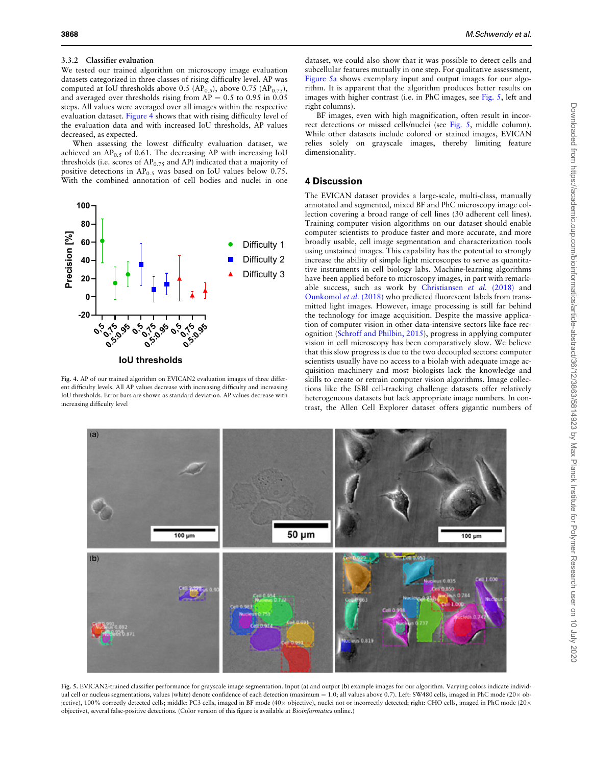### 3.3.2 Classifier evaluation

We tested our trained algorithm on microscopy image evaluation datasets categorized in three classes of rising difficulty level. AP was computed at IoU thresholds above 0.5 ($AP_{0.5}$), above 0.75 ($AP_{0.75}$), and averaged over thresholds rising from AP = 0.5 to 0.95 in 0.05 steps. All values were averaged over all images within the respective evaluation dataset. Figure 4 shows that with rising difficulty level of the evaluation data and with increased IoU thresholds, AP values decreased, as expected.

When assessing the lowest difficulty evaluation dataset, we achieved an $AP_{0.5}$ of 0.61. The decreasing AP with increasing IoU thresholds (i.e. scores of $AP_{0.75}$ and AP) indicated that a majority of positive detections in $AP_{0.5}$ was based on IoU values below 0.75. With the combined annotation of cell bodies and nuclei in one dataset, we could also show that it was possible to detect cells and subcellular features mutually in one step. For qualitative assessment, Figure 5a shows exemplary input and output images for our algorithm. It is apparent that the algorithm produces better results on images with higher contrast (i.e. in PhC images, see Fig. 5, left and right columns).

BF images, even with high magnification, often result in incorrect detections or missed cells/nuclei (see Fig. 5, middle column). While other datasets include colored or stained images, EVICAN relies solely on grayscale images, thereby limiting feature dimensionality.

**Fig. 4.** AP of our trained algorithm on EVICAN2 evaluation images of three different difficulty levels. All AP values decrease with increasing difficulty and increasing IoU thresholds. Error bars are shown as standard deviation. AP values decrease with increasing difficulty level

## 4 Discussion

The EVICAN dataset provides a large-scale, multi-class, manually annotated and segmented, mixed BF and PhC microscopy image collection covering a broad range of cell lines (30 adherent cell lines). Training computer vision algorithms on our dataset should enable computer scientists to produce faster and more accurate, and more broadly usable, cell image segmentation and characterization tools using unstained images. This capability has the potential to strongly increase the ability of simple light microscopes to serve as quantitative instruments in cell biology labs. Machine-learning algorithms have been applied before to microscopy images, in part with remarkable success, such as work by Christiansen *et al.* (2018) and Ounkomol *et al.* (2018) who predicted fluorescent labels from transmitted light images. However, image processing is still far behind the technology for image acquisition. Despite the massive application of computer vision in other data-intensive sectors like face recognition (Schroff and Philbin, 2015), progress in applying computer vision in cell microscopy has been comparatively slow. We believe that this slow progress is due to the two decoupled sectors: computer scientists usually have no access to a biolab with adequate image acquisition machinery and most biologists lack the knowledge and skills to create or retrain computer vision algorithms. Image collections like the ISBI cell-tracking challenge datasets offer relatively heterogeneous datasets but lack appropriate image numbers. In contrast, the Allen Cell Explorer dataset offers gigantic numbers of

**Fig. 5.** EVICAN2-trained classifier performance for grayscale image segmentation. Input (**a**) and output (**b**) example images for our algorithm. Varying colors indicate individual cell or nucleus segmentations, values (white) denote confidence of each detection (maximum = 1.0; all values above 0.7). Left: SW480 cells, imaged in PhC mode (20× objective), 100% correctly detected cells; middle: PC3 cells, imaged in BF mode (40× objective), nuclei not or incorrectly detected; right: CHO cells, imaged in PhC mode (20× objective), several false-positive detections. (Color version of this figure is available at *Bioinformatics* online.)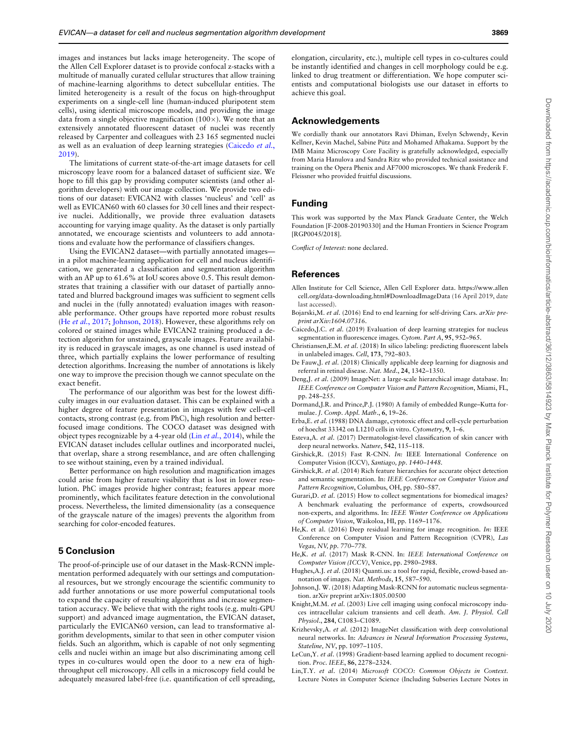images and instances but lacks image heterogeneity. The scope of the Allen Cell Explorer dataset is to provide confocal z-stacks with a multitude of manually curated cellular structures that allow training of machine-learning algorithms to detect subcellular entities. The limited heterogeneity is a result of the focus on high-throughput experiments on a single-cell line (human-induced pluripotent stem cells), using identical microscope models, and providing the image data from a single objective magnification (100×). We note that an extensively annotated fluorescent dataset of nuclei was recently released by Carpenter and colleagues with 23 165 segmented nuclei as well as an evaluation of deep learning strategies (Caicedo *et al.*, 2019).

The limitations of current state-of-the-art image datasets for cell microscopy leave room for a balanced dataset of sufficient size. We hope to fill this gap by providing computer scientists (and other algorithm developers) with our image collection. We provide two editions of our dataset: EVICAN2 with classes 'nucleus' and 'cell' as well as EVICAN60 with 60 classes for 30 cell lines and their respective nuclei. Additionally, we provide three evaluation datasets accounting for varying image quality. As the dataset is only partially annotated, we encourage scientists and volunteers to add annotations and evaluate how the performance of classifiers changes.

Using the EVICAN2 dataset—with partially annotated images—in a pilot machine-learning application for cell and nucleus identification, we generated a classification and segmentation algorithm with an AP up to 61.6% at IoU scores above 0.5. This result demonstrates that training a classifier with our dataset of partially annotated and blurred background images was sufficient to segment cells and nuclei in the (fully annotated) evaluation images with reasonable performance. Other groups have reported more robust results (He *et al.*, 2017; Johnson, 2018). However, these algorithms rely on colored or stained images while EVICAN2 training produced a detection algorithm for unstained, grayscale images. Feature availability is reduced in grayscale images, as one channel is used instead of three, which partially explains the lower performance of resulting detection algorithms. Increasing the number of annotations is likely one way to improve the precision though we cannot speculate on the exact benefit.

The performance of our algorithm was best for the lowest difficulty images in our evaluation dataset. This can be explained with a higher degree of feature presentation in images with few cell–cell contacts, strong contrast (e.g. from PhC), high resolution and better-focused image conditions. The COCO dataset was designed with object types recognizable by a 4-year old (Lin *et al.*, 2014), while the EVICAN dataset includes cellular outlines and incorporated nuclei, that overlap, share a strong resemblance, and are often challenging to see without staining, even by a trained individual.

Better performance on high resolution and magnification images could arise from higher feature visibility that is lost in lower resolution. PhC images provide higher contrast; features appear more prominently, which facilitates feature detection in the convolutional process. Nevertheless, the limited dimensionality (as a consequence of the grayscale nature of the images) prevents the algorithm from searching for color-encoded features.

## 5 Conclusion

The proof-of-principle use of our dataset in the Mask-RCNN implementation performed adequately with our settings and computational resources, but we strongly encourage the scientific community to add further annotations or use more powerful computational tools to expand the capacity of resulting algorithms and increase segmentation accuracy. We believe that with the right tools (e.g. multi-GPU support) and advanced image augmentation, the EVICAN dataset, particularly the EVICAN60 version, can lead to transformative algorithm developments, similar to that seen in other computer vision fields. Such an algorithm, which is capable of not only segmenting cells and nuclei within an image but also discriminating among cell types in co-cultures would open the door to a new era of high-throughput cell microscopy. All cells in a microscopy field could be adequately measured label-free (i.e. quantification of cell spreading, elongation, circularity, etc.), multiple cell types in co-cultures could be instantly identified and changes in cell morphology could be e.g. linked to drug treatment or differentiation. We hope computer scientists and computational biologists use our dataset in efforts to achieve this goal.

## Acknowledgements

We cordially thank our annotators Ravi Dhiman, Evelyn Schwendy, Kevin Kellner, Kevin Machel, Sabine Pütz and Mohamed Afhakama. Support by the IMB Mainz Microscopy Core Facility is gratefully acknowledged, especially from Maria Hanulova and Sandra Ritz who provided technical assistance and training on the Opera Phenix and AF7000 microscopes. We thank Frederik F. Fleissner who provided fruitful discussions.

## Funding

This work was supported by the Max Planck Graduate Center, the Welch Foundation [F-2008-20190330] and the Human Frontiers in Science Program [RGP0045/2018].

*Conflict of Interest*: none declared.

## References

Allen Institute for Cell Science, Allen Cell Explorer data. https://www.allencell.org/data-downloading.html#DownloadImageData (16 April 2019, date last accessed).

Bojarski,M. *et al.* (2016) End to end learning for self-driving Cars. *arXiv preprint arXiv:1604.07316*.

Caicedo,J.C. *et al.* (2019) Evaluation of deep learning strategies for nucleus segmentation in fluorescence images. *Cytom. Part A*, **95**, 952–965.

Christiansen,E.M. *et al.* (2018) In silico labeling: predicting fluorescent labels in unlabeled images. *Cell*, **173**, 792–803.

De Fauw,J. *et al.* (2018) Clinically applicable deep learning for diagnosis and referral in retinal disease. *Nat. Med.*, **24**, 1342–1350.

Deng,J. *et al.* (2009) ImageNet: a large-scale hierarchical image database. In: *IEEE Conference on Computer Vision and Pattern Recognition*, Miami, FL, pp. 248–255.

Dormand,J.R. and Prince,P.J. (1980) A family of embedded Runge–Kutta formulae. *J. Comp. Appl. Math.*, **6**, 19–26.

Erba,E. *et al.* (1988) DNA damage, cytotoxic effect and cell-cycle perturbation of hoechst 33342 on L1210 cells in vitro. *Cytometry*, **9**, 1–6.

Esteva,A. *et al.* (2017) Dermatologist-level classification of skin cancer with deep neural networks. *Nature*, **542**, 115–118.

Girshick,R. (2015) Fast R-CNN. *In:* IEEE International Conference on Computer Vision (ICCV), *Santiago, pp. 1440–1448.*

Girshick,R. *et al.* (2014) Rich feature hierarchies for accurate object detection and semantic segmentation. In: *IEEE Conference on Computer Vision and Pattern Recognition*, Columbus, OH, pp. 580–587.

Gurari,D. *et al.* (2015) How to collect segmentations for biomedical images? A benchmark evaluating the performance of experts, crowdsourced non-experts, and algorithms. In: *IEEE Winter Conference on Applications of Computer Vision*, Waikoloa, HI, pp. 1169–1176.

He,K. et al. (2016) Deep residual learning for image recognition. *In:* IEEE Conference on Computer Vision and Pattern Recognition (CVPR), *Las Vegas, NV, pp. 770–778.*

He,K. *et al.* (2017) Mask R-CNN. In: *IEEE International Conference on Computer Vision (ICCV)*, Venice, pp. 2980–2988.

Hughes,A.J. *et al.* (2018) Quanti.us: a tool for rapid, flexible, crowd-based annotation of images. *Nat. Methods*, **15**, 587–590.

Johnson,J. W. (2018) Adapting Mask-RCNN for automatic nucleus segmentation. arXiv preprint arXiv:1805.00500

Knight,M.M. *et al.* (2003) Live cell imaging using confocal microscopy induces intracellular calcium transients and cell death. *Am. J. Physiol. Cell Physiol.*, **284**, C1083–C1089.

Krizhevsky,A. *et al.* (2012) ImageNet classification with deep convolutional neural networks. In: *Advances in Neural Information Processing Systems, Stateline, NV*, pp. 1097–1105.

LeCun,Y. *et al.* (1998) Gradient-based learning applied to document recognition. *Proc. IEEE*, **86**, 2278–2324.

Lin,T.Y. *et al.* (2014) *Microsoft COCO: Common Objects in Context*. Lecture Notes in Computer Science (Including Subseries Lecture Notes in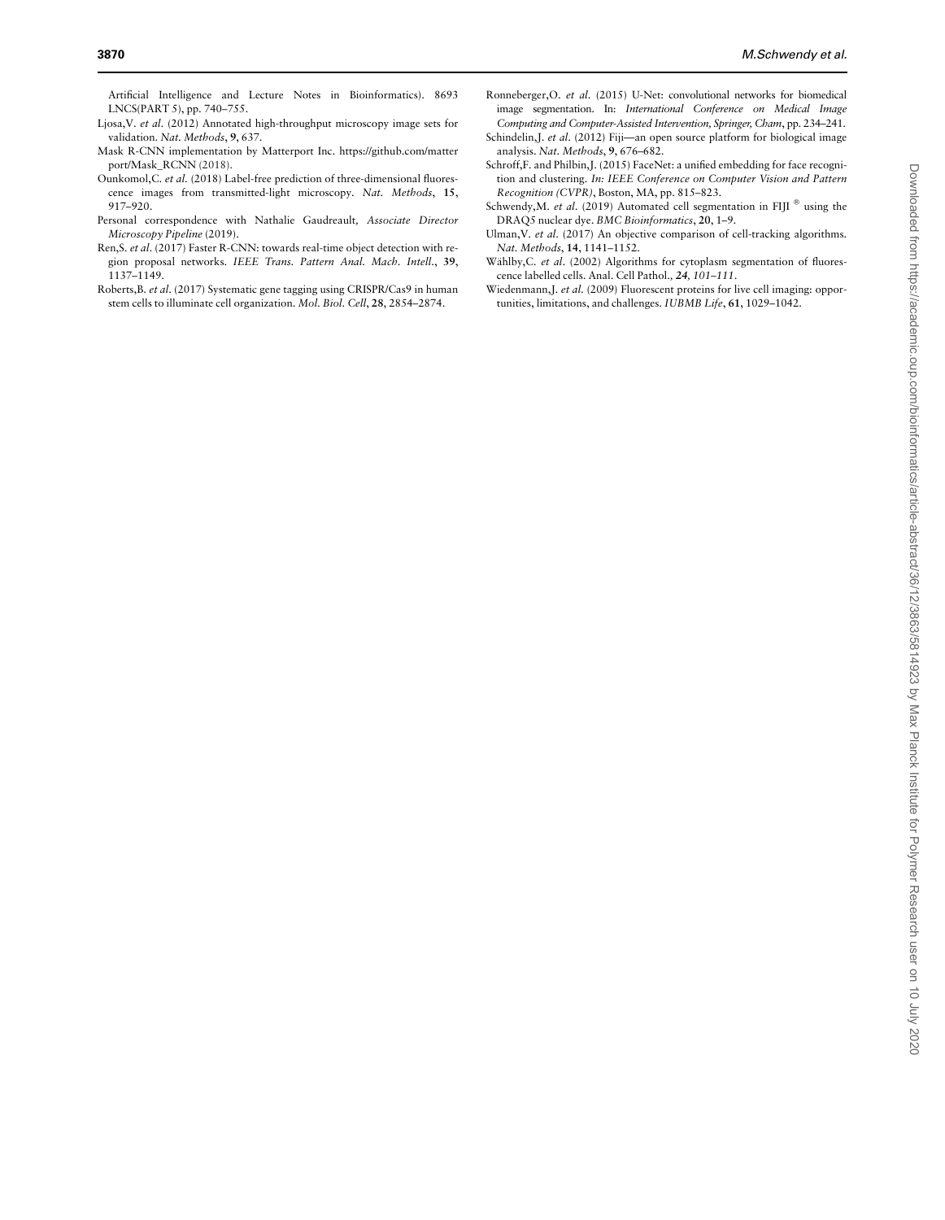Artificial Intelligence and Lecture Notes in Bioinformatics). 8693 LNCS(PART 5), pp. 740–755.

Ljosa,V. *et al*. (2012) Annotated high-throughput microscopy image sets for validation. *Nat. Methods*, **9**, 637.

Mask R-CNN implementation by Matterport Inc. https://github.com/matterport/Mask_RCNN (2018).

Ounkomol,C. *et al*. (2018) Label-free prediction of three-dimensional fluorescence images from transmitted-light microscopy. *Nat. Methods*, **15**, 917–920.

Personal correspondence with Nathalie Gaudreault, *Associate Director Microscopy Pipeline* (2019).

Ren,S. *et al*. (2017) Faster R-CNN: towards real-time object detection with region proposal networks. *IEEE Trans. Pattern Anal. Mach. Intell.*, **39**, 1137–1149.

Roberts,B. *et al*. (2017) Systematic gene tagging using CRISPR/Cas9 in human stem cells to illuminate cell organization. *Mol. Biol. Cell*, **28**, 2854–2874.

Ronneberger,O. *et al*. (2015) U-Net: convolutional networks for biomedical image segmentation. In: *International Conference on Medical Image Computing and Computer-Assisted Intervention, Springer, Cham*, pp. 234–241.

Schindelin,J. *et al*. (2012) Fiji—an open source platform for biological image analysis. *Nat. Methods*, **9**, 676–682.

Schroff,F. and Philbin,J. (2015) FaceNet: a unified embedding for face recognition and clustering. *In: IEEE Conference on Computer Vision and Pattern Recognition (CVPR)*, Boston, MA, pp. 815–823.

Schwendy,M. *et al*. (2019) Automated cell segmentation in FIJI ® using the DRAQ5 nuclear dye. *BMC Bioinformatics*, **20**, 1–9.

Ulman,V. *et al*. (2017) An objective comparison of cell-tracking algorithms. *Nat. Methods*, **14**, 1141–1152.

Wählby,C. *et al*. (2002) Algorithms for cytoplasm segmentation of fluorescence labelled cells. Anal. Cell Pathol., ***24***, *101–111*.

Wiedenmann,J. *et al*. (2009) Fluorescent proteins for live cell imaging: opportunities, limitations, and challenges. *IUBMB Life*, **61**, 1029–1042.